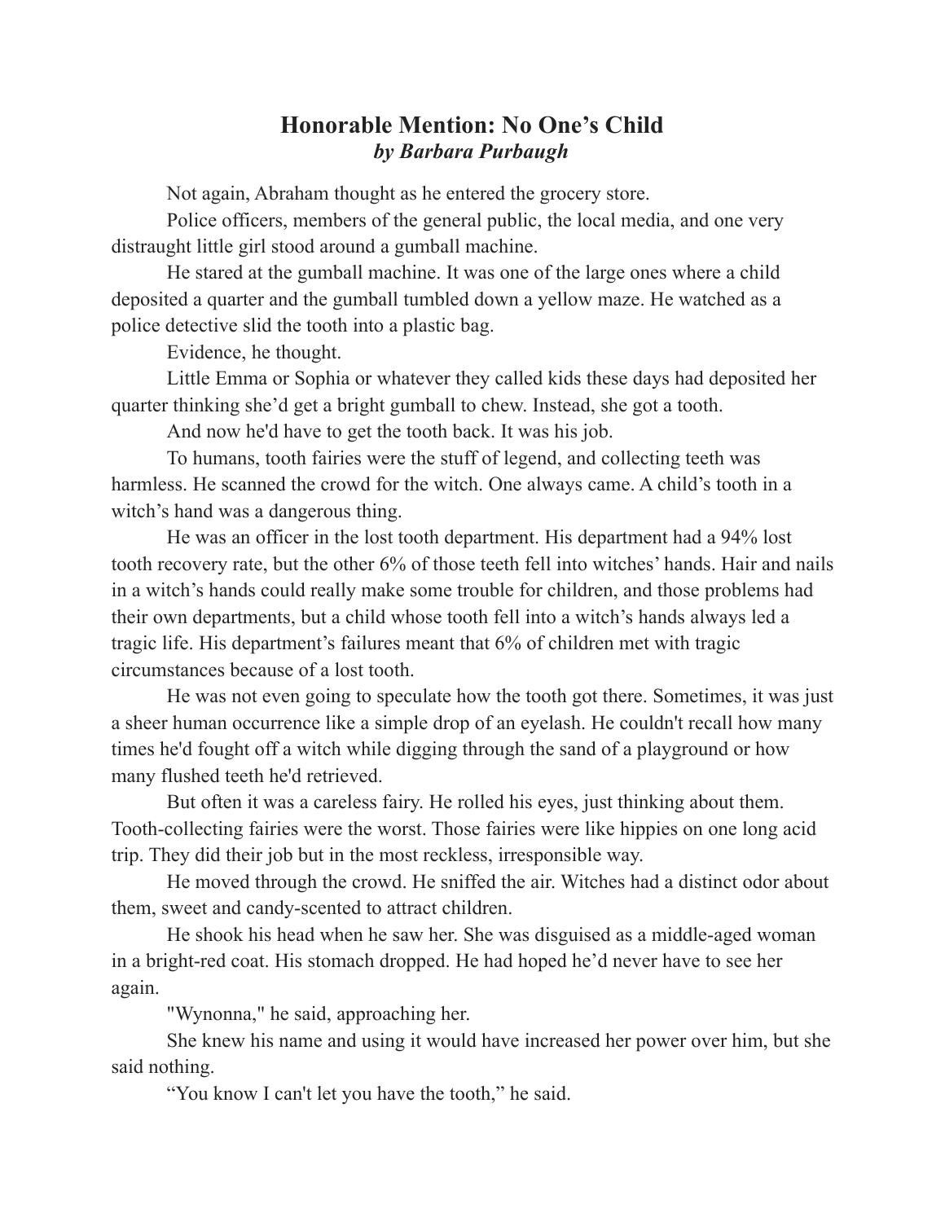# Honorable Mention: No One's Child
### *by Barbara Purbaugh*

Not again, Abraham thought as he entered the grocery store.

Police officers, members of the general public, the local media, and one very distraught little girl stood around a gumball machine.

He stared at the gumball machine. It was one of the large ones where a child deposited a quarter and the gumball tumbled down a yellow maze. He watched as a police detective slid the tooth into a plastic bag.

Evidence, he thought.

Little Emma or Sophia or whatever they called kids these days had deposited her quarter thinking she'd get a bright gumball to chew. Instead, she got a tooth.

And now he'd have to get the tooth back. It was his job.

To humans, tooth fairies were the stuff of legend, and collecting teeth was harmless. He scanned the crowd for the witch. One always came. A child's tooth in a witch's hand was a dangerous thing.

He was an officer in the lost tooth department. His department had a 94% lost tooth recovery rate, but the other 6% of those teeth fell into witches' hands. Hair and nails in a witch's hands could really make some trouble for children, and those problems had their own departments, but a child whose tooth fell into a witch's hands always led a tragic life. His department's failures meant that 6% of children met with tragic circumstances because of a lost tooth.

He was not even going to speculate how the tooth got there. Sometimes, it was just a sheer human occurrence like a simple drop of an eyelash. He couldn't recall how many times he'd fought off a witch while digging through the sand of a playground or how many flushed teeth he'd retrieved.

But often it was a careless fairy. He rolled his eyes, just thinking about them. Tooth-collecting fairies were the worst. Those fairies were like hippies on one long acid trip. They did their job but in the most reckless, irresponsible way.

He moved through the crowd. He sniffed the air. Witches had a distinct odor about them, sweet and candy-scented to attract children.

He shook his head when he saw her. She was disguised as a middle-aged woman in a bright-red coat. His stomach dropped. He had hoped he'd never have to see her again.

"Wynonna," he said, approaching her.

She knew his name and using it would have increased her power over him, but she said nothing.

"You know I can't let you have the tooth," he said.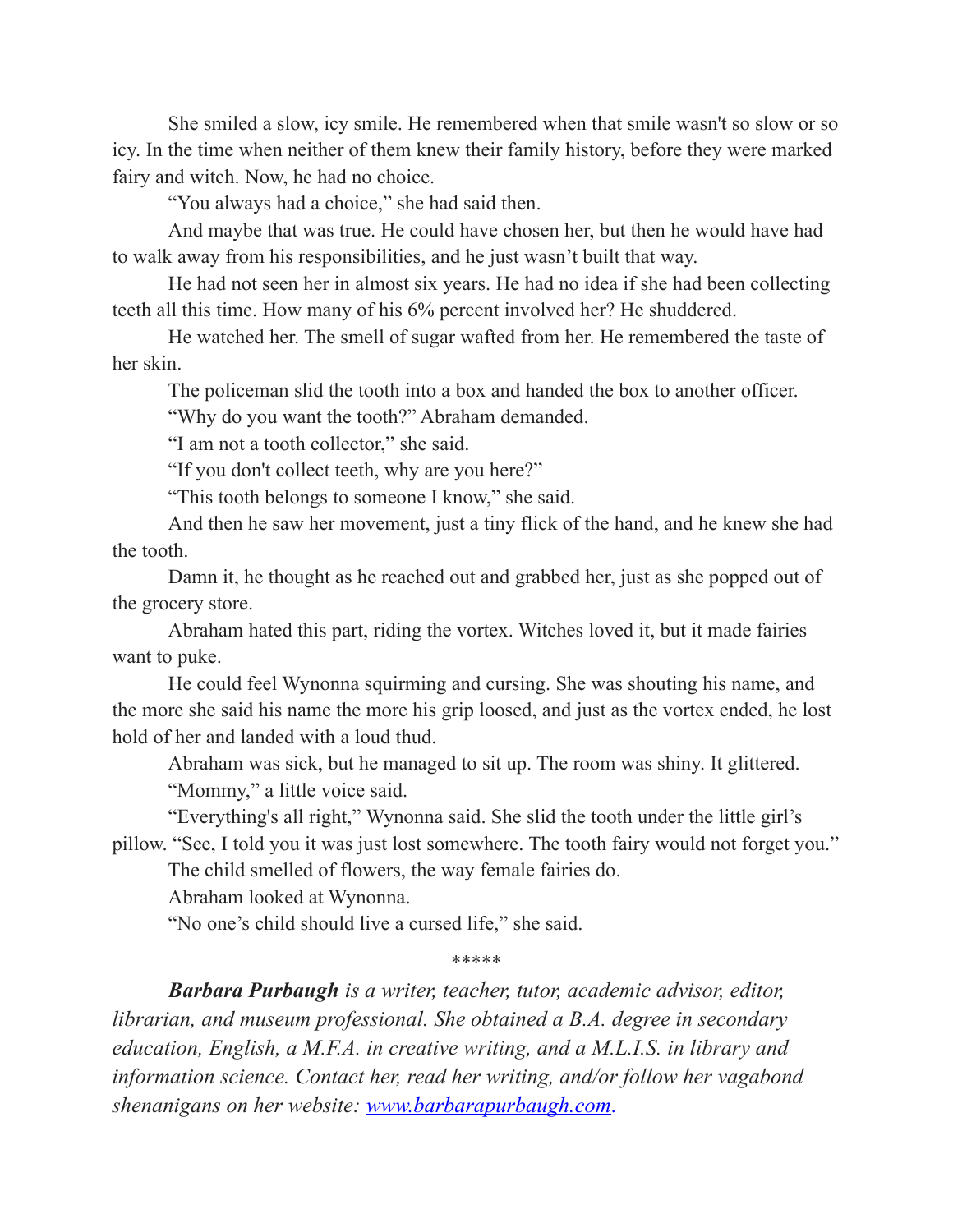She smiled a slow, icy smile. He remembered when that smile wasn't so slow or so icy. In the time when neither of them knew their family history, before they were marked fairy and witch. Now, he had no choice.

"You always had a choice," she had said then.

And maybe that was true. He could have chosen her, but then he would have had to walk away from his responsibilities, and he just wasn't built that way.

He had not seen her in almost six years. He had no idea if she had been collecting teeth all this time. How many of his 6% percent involved her? He shuddered.

He watched her. The smell of sugar wafted from her. He remembered the taste of her skin.

The policeman slid the tooth into a box and handed the box to another officer.

"Why do you want the tooth?" Abraham demanded.

"I am not a tooth collector," she said.

"If you don't collect teeth, why are you here?"

"This tooth belongs to someone I know," she said.

And then he saw her movement, just a tiny flick of the hand, and he knew she had the tooth.

Damn it, he thought as he reached out and grabbed her, just as she popped out of the grocery store.

Abraham hated this part, riding the vortex. Witches loved it, but it made fairies want to puke.

He could feel Wynonna squirming and cursing. She was shouting his name, and the more she said his name the more his grip loosed, and just as the vortex ended, he lost hold of her and landed with a loud thud.

Abraham was sick, but he managed to sit up. The room was shiny. It glittered.

"Mommy," a little voice said.

"Everything's all right," Wynonna said. She slid the tooth under the little girl's pillow. "See, I told you it was just lost somewhere. The tooth fairy would not forget you."

The child smelled of flowers, the way female fairies do.

Abraham looked at Wynonna.

"No one's child should live a cursed life," she said.

*****

***Barbara Purbaugh*** *is a writer, teacher, tutor, academic advisor, editor, librarian, and museum professional. She obtained a B.A. degree in secondary education, English, a M.F.A. in creative writing, and a M.L.I.S. in library and information science. Contact her, read her writing, and/or follow her vagabond shenanigans on her website: [www.barbarapurbaugh.com](http://www.barbarapurbaugh.com).*